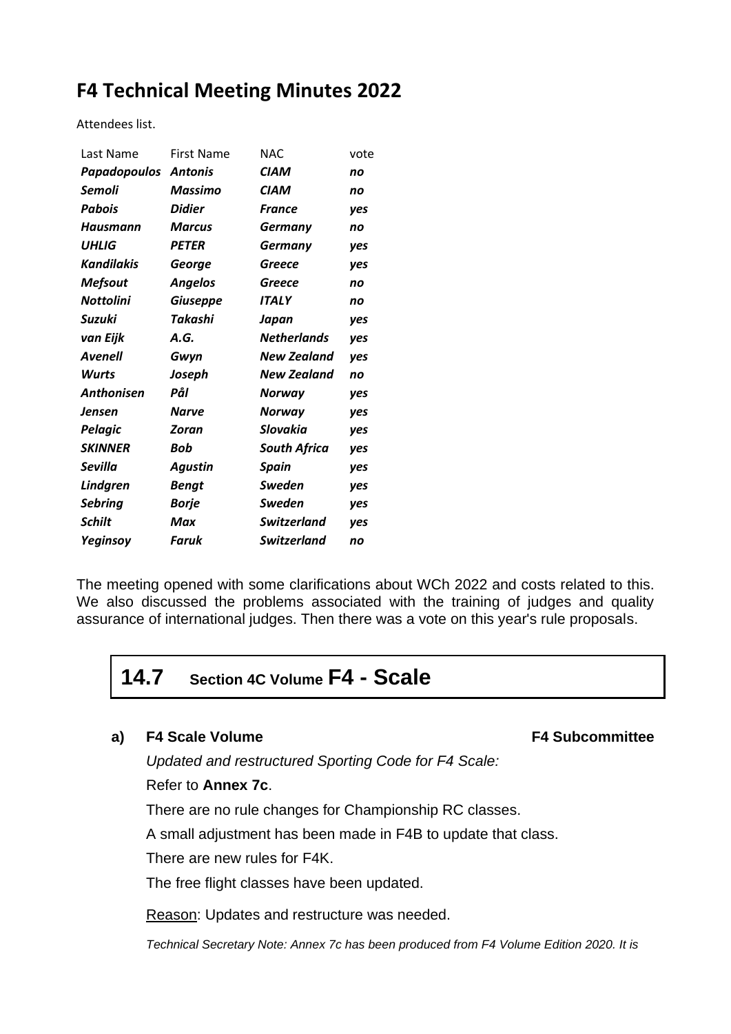# F4 Technical Meeting Minutes 2022

Attendees list.

| Last Name | First Name | NAC | vote |
|---|---|---|---|
| ***Papadopoulos*** | ***Antonis*** | ***CIAM*** | ***no*** |
| ***Semoli*** | ***Massimo*** | ***CIAM*** | ***no*** |
| ***Pabois*** | ***Didier*** | ***France*** | ***yes*** |
| ***Hausmann*** | ***Marcus*** | ***Germany*** | ***no*** |
| ***UHLIG*** | ***PETER*** | ***Germany*** | ***yes*** |
| ***Kandilakis*** | ***George*** | ***Greece*** | ***yes*** |
| ***Mefsout*** | ***Angelos*** | ***Greece*** | ***no*** |
| ***Nottolini*** | ***Giuseppe*** | ***ITALY*** | ***no*** |
| ***Suzuki*** | ***Takashi*** | ***Japan*** | ***yes*** |
| ***van Eijk*** | ***A.G.*** | ***Netherlands*** | ***yes*** |
| ***Avenell*** | ***Gwyn*** | ***New Zealand*** | ***yes*** |
| ***Wurts*** | ***Joseph*** | ***New Zealand*** | ***no*** |
| ***Anthonisen*** | ***Pål*** | ***Norway*** | ***yes*** |
| ***Jensen*** | ***Narve*** | ***Norway*** | ***yes*** |
| ***Pelagic*** | ***Zoran*** | ***Slovakia*** | ***yes*** |
| ***SKINNER*** | ***Bob*** | ***South Africa*** | ***yes*** |
| ***Sevilla*** | ***Agustin*** | ***Spain*** | ***yes*** |
| ***Lindgren*** | ***Bengt*** | ***Sweden*** | ***yes*** |
| ***Sebring*** | ***Borje*** | ***Sweden*** | ***yes*** |
| ***Schilt*** | ***Max*** | ***Switzerland*** | ***yes*** |
| ***Yeginsoy*** | ***Faruk*** | ***Switzerland*** | ***no*** |

The meeting opened with some clarifications about WCh 2022 and costs related to this. We also discussed the problems associated with the training of judges and quality assurance of international judges. Then there was a vote on this year's rule proposals.

## 14.7 Section 4C Volume F4 - Scale

**a) F4 Scale Volume** **F4 Subcommittee**

*Updated and restructured Sporting Code for F4 Scale:*

Refer to **Annex 7c**.

There are no rule changes for Championship RC classes.

A small adjustment has been made in F4B to update that class.

There are new rules for F4K.

The free flight classes have been updated.

Reason: Updates and restructure was needed.

*Technical Secretary Note: Annex 7c has been produced from F4 Volume Edition 2020. It is*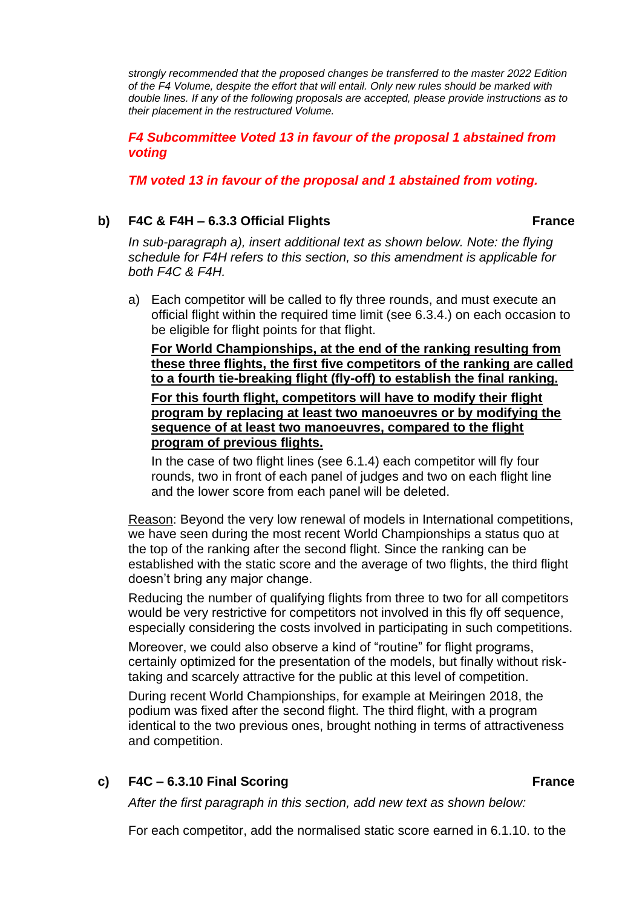*strongly recommended that the proposed changes be transferred to the master 2022 Edition of the F4 Volume, despite the effort that will entail. Only new rules should be marked with double lines. If any of the following proposals are accepted, please provide instructions as to their placement in the restructured Volume.*

***F4 Subcommittee Voted 13 in favour of the proposal 1 abstained from voting***

***TM voted 13 in favour of the proposal and 1 abstained from voting.***

**b) F4C & F4H – 6.3.3 Official Flights** **France**

*In sub-paragraph a), insert additional text as shown below. Note: the flying schedule for F4H refers to this section, so this amendment is applicable for both F4C & F4H.*

a) Each competitor will be called to fly three rounds, and must execute an official flight within the required time limit (see 6.3.4.) on each occasion to be eligible for flight points for that flight.

   <u>**For World Championships, at the end of the ranking resulting from these three flights, the first five competitors of the ranking are called to a fourth tie-breaking flight (fly-off) to establish the final ranking.**</u>

   <u>**For this fourth flight, competitors will have to modify their flight program by replacing at least two manoeuvres or by modifying the sequence of at least two manoeuvres, compared to the flight program of previous flights.**</u>

   In the case of two flight lines (see 6.1.4) each competitor will fly four rounds, two in front of each panel of judges and two on each flight line and the lower score from each panel will be deleted.

<u>Reason</u>: Beyond the very low renewal of models in International competitions, we have seen during the most recent World Championships a status quo at the top of the ranking after the second flight. Since the ranking can be established with the static score and the average of two flights, the third flight doesn't bring any major change.

Reducing the number of qualifying flights from three to two for all competitors would be very restrictive for competitors not involved in this fly off sequence, especially considering the costs involved in participating in such competitions.

Moreover, we could also observe a kind of "routine" for flight programs, certainly optimized for the presentation of the models, but finally without risk-taking and scarcely attractive for the public at this level of competition.

During recent World Championships, for example at Meiringen 2018, the podium was fixed after the second flight. The third flight, with a program identical to the two previous ones, brought nothing in terms of attractiveness and competition.

**c) F4C – 6.3.10 Final Scoring** **France**

*After the first paragraph in this section, add new text as shown below:*

For each competitor, add the normalised static score earned in 6.1.10. to the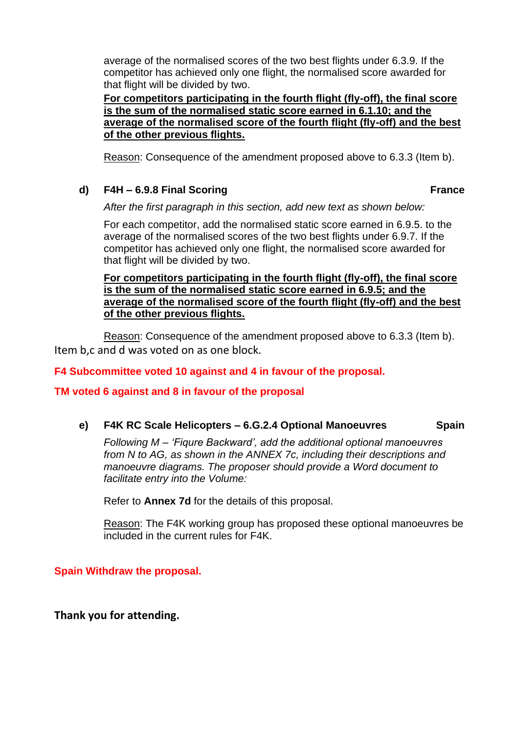average of the normalised scores of the two best flights under 6.3.9. If the competitor has achieved only one flight, the normalised score awarded for that flight will be divided by two.

**For competitors participating in the fourth flight (fly-off), the final score is the sum of the normalised static score earned in 6.1.10; and the average of the normalised score of the fourth flight (fly-off) and the best of the other previous flights.**

Reason: Consequence of the amendment proposed above to 6.3.3 (Item b).

**d) F4H – 6.9.8 Final Scoring** **France**

*After the first paragraph in this section, add new text as shown below:*

For each competitor, add the normalised static score earned in 6.9.5. to the average of the normalised scores of the two best flights under 6.9.7. If the competitor has achieved only one flight, the normalised score awarded for that flight will be divided by two.

**For competitors participating in the fourth flight (fly-off), the final score is the sum of the normalised static score earned in 6.9.5; and the average of the normalised score of the fourth flight (fly-off) and the best of the other previous flights.**

Reason: Consequence of the amendment proposed above to 6.3.3 (Item b).

Item b,c and d was voted on as one block.

**F4 Subcommittee voted 10 against and 4 in favour of the proposal.**

**TM voted 6 against and 8 in favour of the proposal**

**e) F4K RC Scale Helicopters – 6.G.2.4 Optional Manoeuvres** **Spain**

*Following M – 'Fiqure Backward', add the additional optional manoeuvres from N to AG, as shown in the ANNEX 7c, including their descriptions and manoeuvre diagrams. The proposer should provide a Word document to facilitate entry into the Volume:*

Refer to **Annex 7d** for the details of this proposal.

Reason: The F4K working group has proposed these optional manoeuvres be included in the current rules for F4K.

**Spain Withdraw the proposal.**

**Thank you for attending.**